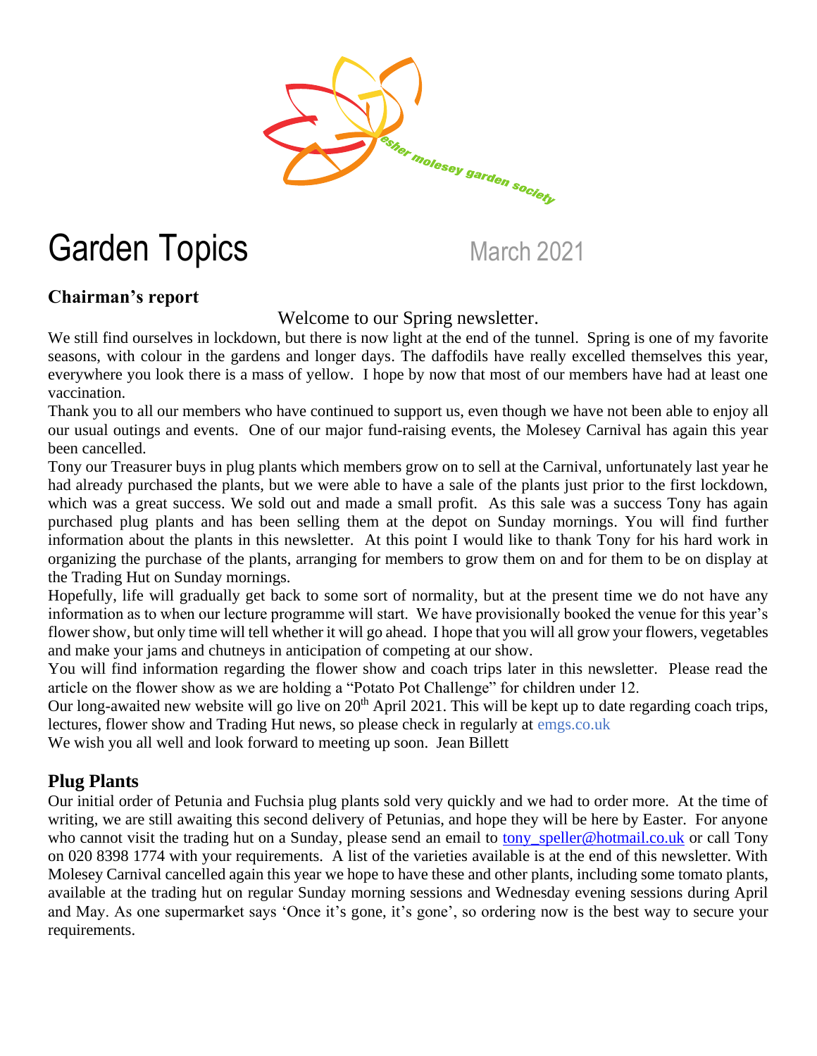esher molesey garden society

# Garden Topics

March 2021

## Chairman's report

Welcome to our Spring newsletter.

We still find ourselves in lockdown, but there is now light at the end of the tunnel. Spring is one of my favorite seasons, with colour in the gardens and longer days. The daffodils have really excelled themselves this year, everywhere you look there is a mass of yellow. I hope by now that most of our members have had at least one vaccination.

Thank you to all our members who have continued to support us, even though we have not been able to enjoy all our usual outings and events. One of our major fund-raising events, the Molesey Carnival has again this year been cancelled.

Tony our Treasurer buys in plug plants which members grow on to sell at the Carnival, unfortunately last year he had already purchased the plants, but we were able to have a sale of the plants just prior to the first lockdown, which was a great success. We sold out and made a small profit. As this sale was a success Tony has again purchased plug plants and has been selling them at the depot on Sunday mornings. You will find further information about the plants in this newsletter. At this point I would like to thank Tony for his hard work in organizing the purchase of the plants, arranging for members to grow them on and for them to be on display at the Trading Hut on Sunday mornings.

Hopefully, life will gradually get back to some sort of normality, but at the present time we do not have any information as to when our lecture programme will start. We have provisionally booked the venue for this year's flower show, but only time will tell whether it will go ahead. I hope that you will all grow your flowers, vegetables and make your jams and chutneys in anticipation of competing at our show.

You will find information regarding the flower show and coach trips later in this newsletter. Please read the article on the flower show as we are holding a "Potato Pot Challenge" for children under 12.

Our long-awaited new website will go live on 20th April 2021. This will be kept up to date regarding coach trips, lectures, flower show and Trading Hut news, so please check in regularly at emgs.co.uk

We wish you all well and look forward to meeting up soon. Jean Billett

## Plug Plants

Our initial order of Petunia and Fuchsia plug plants sold very quickly and we had to order more. At the time of writing, we are still awaiting this second delivery of Petunias, and hope they will be here by Easter. For anyone who cannot visit the trading hut on a Sunday, please send an email to tony_speller@hotmail.co.uk or call Tony on 020 8398 1774 with your requirements. A list of the varieties available is at the end of this newsletter. With Molesey Carnival cancelled again this year we hope to have these and other plants, including some tomato plants, available at the trading hut on regular Sunday morning sessions and Wednesday evening sessions during April and May. As one supermarket says 'Once it's gone, it's gone', so ordering now is the best way to secure your requirements.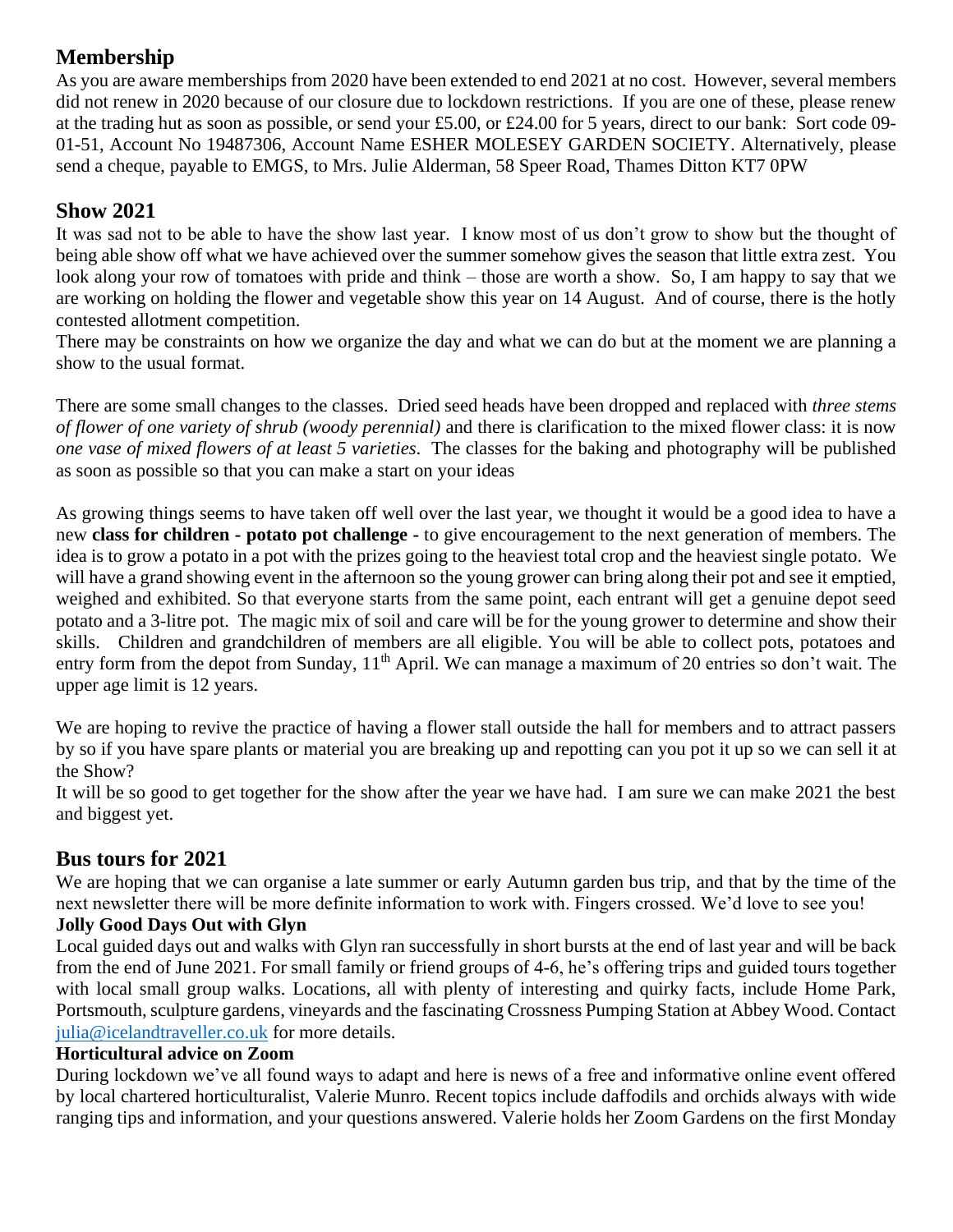## Membership

As you are aware memberships from 2020 have been extended to end 2021 at no cost. However, several members did not renew in 2020 because of our closure due to lockdown restrictions. If you are one of these, please renew at the trading hut as soon as possible, or send your £5.00, or £24.00 for 5 years, direct to our bank: Sort code 09-01-51, Account No 19487306, Account Name ESHER MOLESEY GARDEN SOCIETY. Alternatively, please send a cheque, payable to EMGS, to Mrs. Julie Alderman, 58 Speer Road, Thames Ditton KT7 0PW

## Show 2021

It was sad not to be able to have the show last year. I know most of us don't grow to show but the thought of being able show off what we have achieved over the summer somehow gives the season that little extra zest. You look along your row of tomatoes with pride and think – those are worth a show. So, I am happy to say that we are working on holding the flower and vegetable show this year on 14 August. And of course, there is the hotly contested allotment competition.

There may be constraints on how we organize the day and what we can do but at the moment we are planning a show to the usual format.

There are some small changes to the classes. Dried seed heads have been dropped and replaced with *three stems of flower of one variety of shrub (woody perennial)* and there is clarification to the mixed flower class: it is now *one vase of mixed flowers of at least 5 varieties*. The classes for the baking and photography will be published as soon as possible so that you can make a start on your ideas

As growing things seems to have taken off well over the last year, we thought it would be a good idea to have a new **class for children - potato pot challenge** - to give encouragement to the next generation of members. The idea is to grow a potato in a pot with the prizes going to the heaviest total crop and the heaviest single potato. We will have a grand showing event in the afternoon so the young grower can bring along their pot and see it emptied, weighed and exhibited. So that everyone starts from the same point, each entrant will get a genuine depot seed potato and a 3-litre pot. The magic mix of soil and care will be for the young grower to determine and show their skills. Children and grandchildren of members are all eligible. You will be able to collect pots, potatoes and entry form from the depot from Sunday, 11th April. We can manage a maximum of 20 entries so don't wait. The upper age limit is 12 years.

We are hoping to revive the practice of having a flower stall outside the hall for members and to attract passers by so if you have spare plants or material you are breaking up and repotting can you pot it up so we can sell it at the Show?

It will be so good to get together for the show after the year we have had. I am sure we can make 2021 the best and biggest yet.

## Bus tours for 2021

We are hoping that we can organise a late summer or early Autumn garden bus trip, and that by the time of the next newsletter there will be more definite information to work with. Fingers crossed. We'd love to see you!

### Jolly Good Days Out with Glyn

Local guided days out and walks with Glyn ran successfully in short bursts at the end of last year and will be back from the end of June 2021. For small family or friend groups of 4-6, he's offering trips and guided tours together with local small group walks. Locations, all with plenty of interesting and quirky facts, include Home Park, Portsmouth, sculpture gardens, vineyards and the fascinating Crossness Pumping Station at Abbey Wood. Contact julia@icelandtraveller.co.uk for more details.

### Horticultural advice on Zoom

During lockdown we've all found ways to adapt and here is news of a free and informative online event offered by local chartered horticulturalist, Valerie Munro. Recent topics include daffodils and orchids always with wide ranging tips and information, and your questions answered. Valerie holds her Zoom Gardens on the first Monday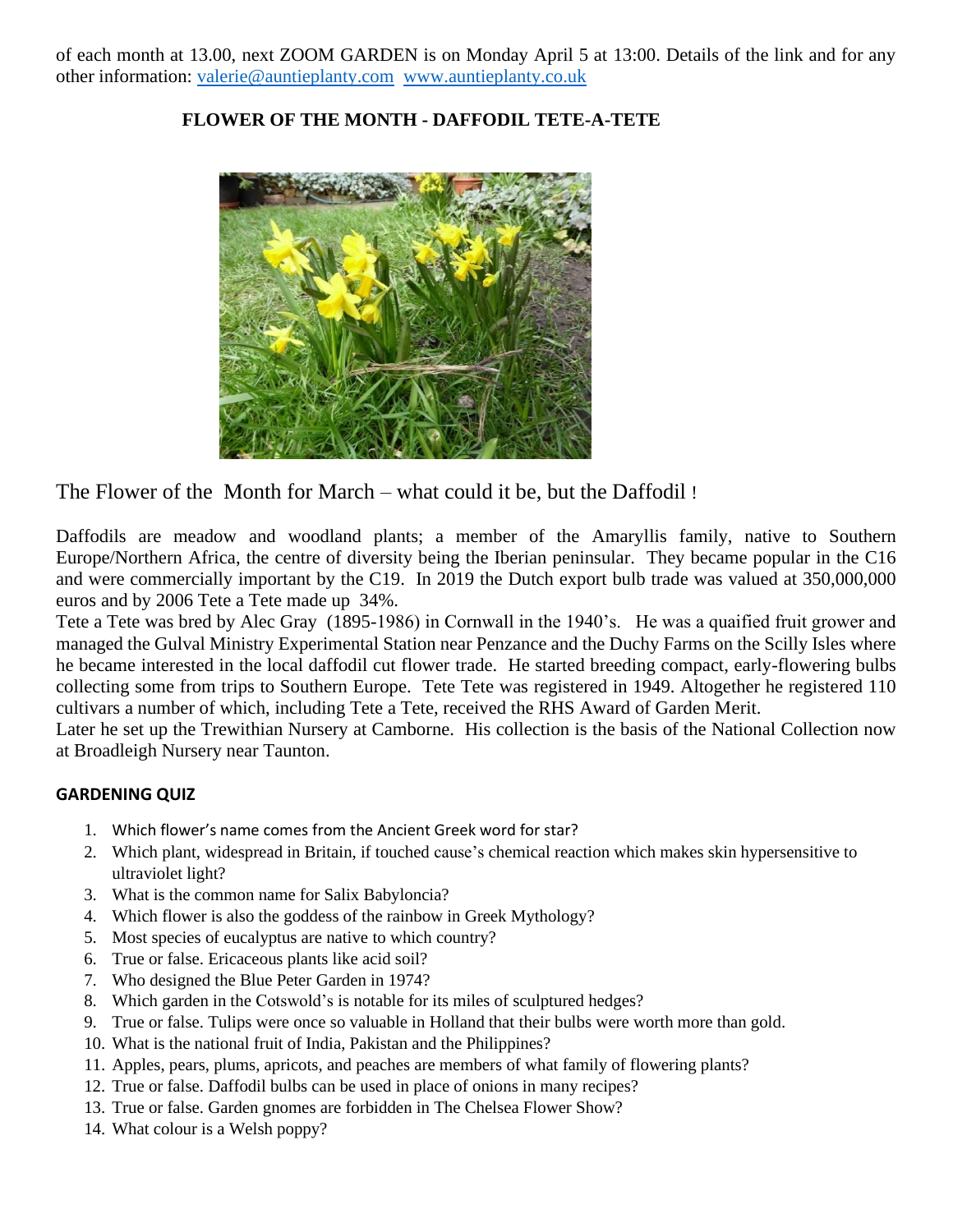of each month at 13.00, next ZOOM GARDEN is on Monday April 5 at 13:00. Details of the link and for any other information: valerie@auntieplanty.com www.auntieplanty.co.uk

## FLOWER OF THE MONTH - DAFFODIL TETE-A-TETE

The Flower of the Month for March – what could it be, but the Daffodil !

Daffodils are meadow and woodland plants; a member of the Amaryllis family, native to Southern Europe/Northern Africa, the centre of diversity being the Iberian peninsular. They became popular in the C16 and were commercially important by the C19. In 2019 the Dutch export bulb trade was valued at 350,000,000 euros and by 2006 Tete a Tete made up 34%.

Tete a Tete was bred by Alec Gray (1895-1986) in Cornwall in the 1940's. He was a quaified fruit grower and managed the Gulval Ministry Experimental Station near Penzance and the Duchy Farms on the Scilly Isles where he became interested in the local daffodil cut flower trade. He started breeding compact, early-flowering bulbs collecting some from trips to Southern Europe. Tete Tete was registered in 1949. Altogether he registered 110 cultivars a number of which, including Tete a Tete, received the RHS Award of Garden Merit.

Later he set up the Trewithian Nursery at Camborne. His collection is the basis of the National Collection now at Broadleigh Nursery near Taunton.

### GARDENING QUIZ

1. Which flower's name comes from the Ancient Greek word for star?
2. Which plant, widespread in Britain, if touched cause's chemical reaction which makes skin hypersensitive to ultraviolet light?
3. What is the common name for Salix Babyloncia?
4. Which flower is also the goddess of the rainbow in Greek Mythology?
5. Most species of eucalyptus are native to which country?
6. True or false. Ericaceous plants like acid soil?
7. Who designed the Blue Peter Garden in 1974?
8. Which garden in the Cotswold's is notable for its miles of sculptured hedges?
9. True or false. Tulips were once so valuable in Holland that their bulbs were worth more than gold.
10. What is the national fruit of India, Pakistan and the Philippines?
11. Apples, pears, plums, apricots, and peaches are members of what family of flowering plants?
12. True or false. Daffodil bulbs can be used in place of onions in many recipes?
13. True or false. Garden gnomes are forbidden in The Chelsea Flower Show?
14. What colour is a Welsh poppy?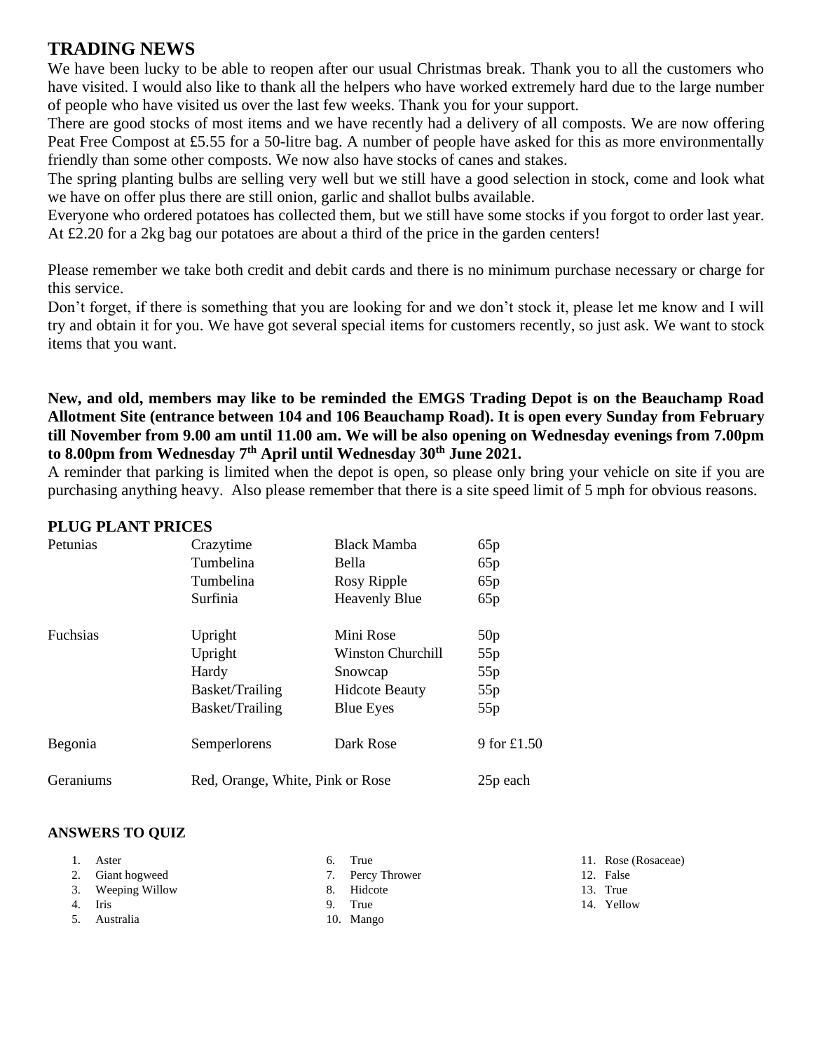## TRADING NEWS

We have been lucky to be able to reopen after our usual Christmas break. Thank you to all the customers who have visited. I would also like to thank all the helpers who have worked extremely hard due to the large number of people who have visited us over the last few weeks. Thank you for your support.

There are good stocks of most items and we have recently had a delivery of all composts. We are now offering Peat Free Compost at £5.55 for a 50-litre bag. A number of people have asked for this as more environmentally friendly than some other composts. We now also have stocks of canes and stakes.

The spring planting bulbs are selling very well but we still have a good selection in stock, come and look what we have on offer plus there are still onion, garlic and shallot bulbs available.

Everyone who ordered potatoes has collected them, but we still have some stocks if you forgot to order last year. At £2.20 for a 2kg bag our potatoes are about a third of the price in the garden centers!

Please remember we take both credit and debit cards and there is no minimum purchase necessary or charge for this service.

Don't forget, if there is something that you are looking for and we don't stock it, please let me know and I will try and obtain it for you. We have got several special items for customers recently, so just ask. We want to stock items that you want.

**New, and old, members may like to be reminded the EMGS Trading Depot is on the Beauchamp Road Allotment Site (entrance between 104 and 106 Beauchamp Road). It is open every Sunday from February till November from 9.00 am until 11.00 am. We will be also opening on Wednesday evenings from 7.00pm to 8.00pm from Wednesday 7th April until Wednesday 30th June 2021.**

A reminder that parking is limited when the depot is open, so please only bring your vehicle on site if you are purchasing anything heavy. Also please remember that there is a site speed limit of 5 mph for obvious reasons.

### PLUG PLANT PRICES

| | | | |
|---|---|---|---|
| Petunias | Crazytime | Black Mamba | 65p |
| | Tumbelina | Bella | 65p |
| | Tumbelina | Rosy Ripple | 65p |
| | Surfinia | Heavenly Blue | 65p |
| Fuchsias | Upright | Mini Rose | 50p |
| | Upright | Winston Churchill | 55p |
| | Hardy | Snowcap | 55p |
| | Basket/Trailing | Hidcote Beauty | 55p |
| | Basket/Trailing | Blue Eyes | 55p |
| Begonia | Semperlorens | Dark Rose | 9 for £1.50 |
| Geraniums | Red, Orange, White, Pink or Rose | | 25p each |

### ANSWERS TO QUIZ

1. Aster
2. Giant hogweed
3. Weeping Willow
4. Iris
5. Australia
6. True
7. Percy Thrower
8. Hidcote
9. True
10. Mango
11. Rose (Rosaceae)
12. False
13. True
14. Yellow